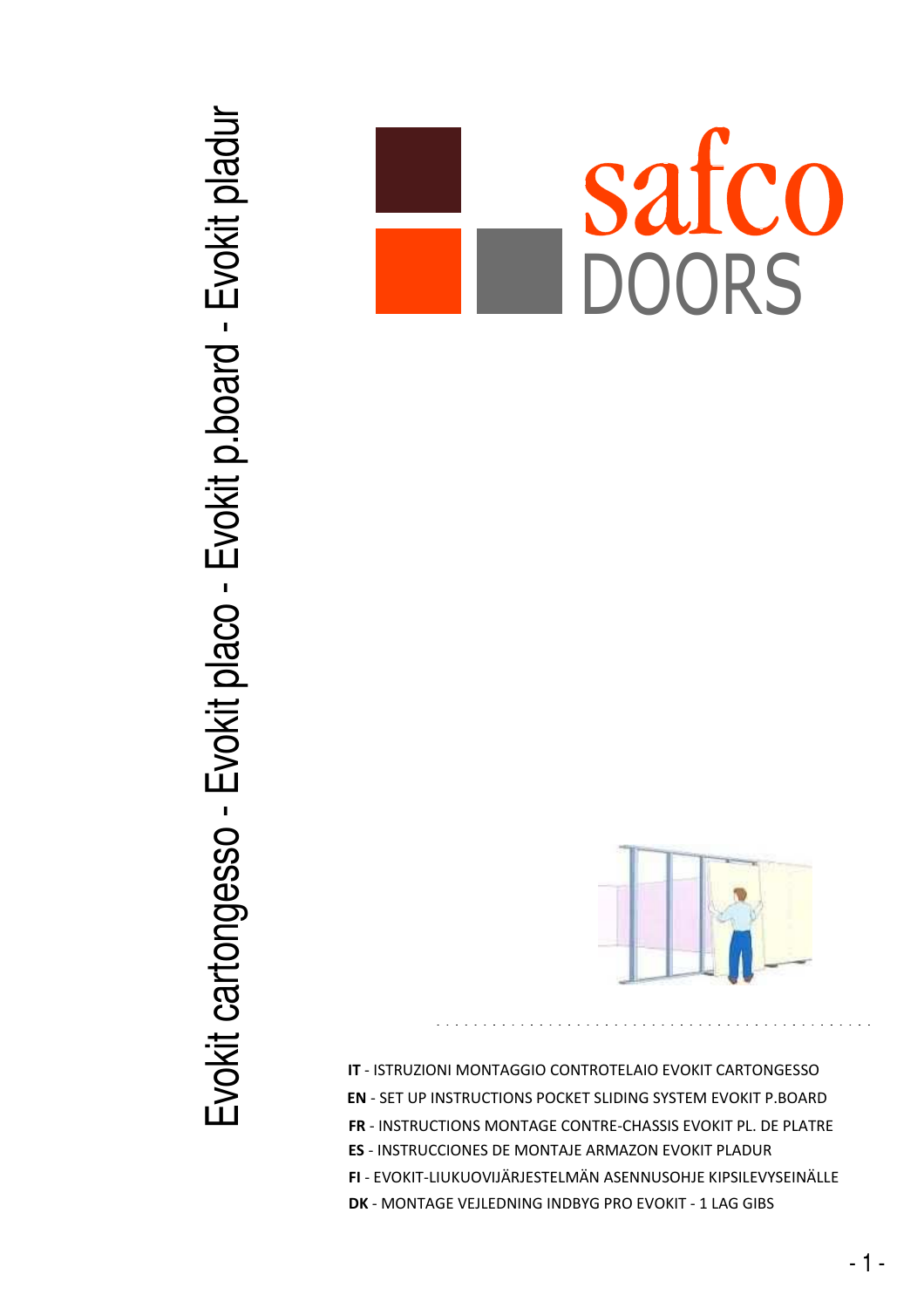Evokit cartongesso - Evokit placo - Evokit p.board - Evokit pladur

# safco DOORS

**IT** - ISTRUZIONI MONTAGGIO CONTROTELAIO EVOKIT CARTONGESSO

**EN** - SET UP INSTRUCTIONS POCKET SLIDING SYSTEM EVOKIT P.BOARD

**FR** - INSTRUCTIONS MONTAGE CONTRE-CHASSIS EVOKIT PL. DE PLATRE

**ES** - INSTRUCCIONES DE MONTAJE ARMAZON EVOKIT PLADUR

**FI** - EVOKIT-LIUKUOVIJÄRJESTELMÄN ASENNUSOHJE KIPSILEVYSEINÄLLE

**DK** - MONTAGE VEJLEDNING INDBYG PRO EVOKIT - 1 LAG GIBS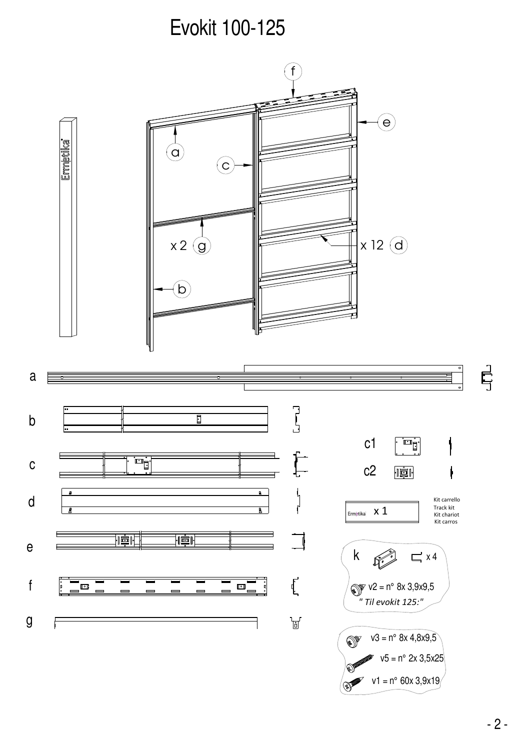# Evokit 100-125

f

e

a

c

x 2 g

x 12 d

b

a

b

c

c1

c2

d

e

f

g

Ermetika x 1

Kit carrello
Track kit
Kit chariot
Kit carros

k x 4

v2 = n° 8x 3,9x9,5

*" Til evokit 125:"*

v3 = n° 8x 4,8x9,5

v5 = n° 2x 3,5x25

v1 = n° 60x 3,9x19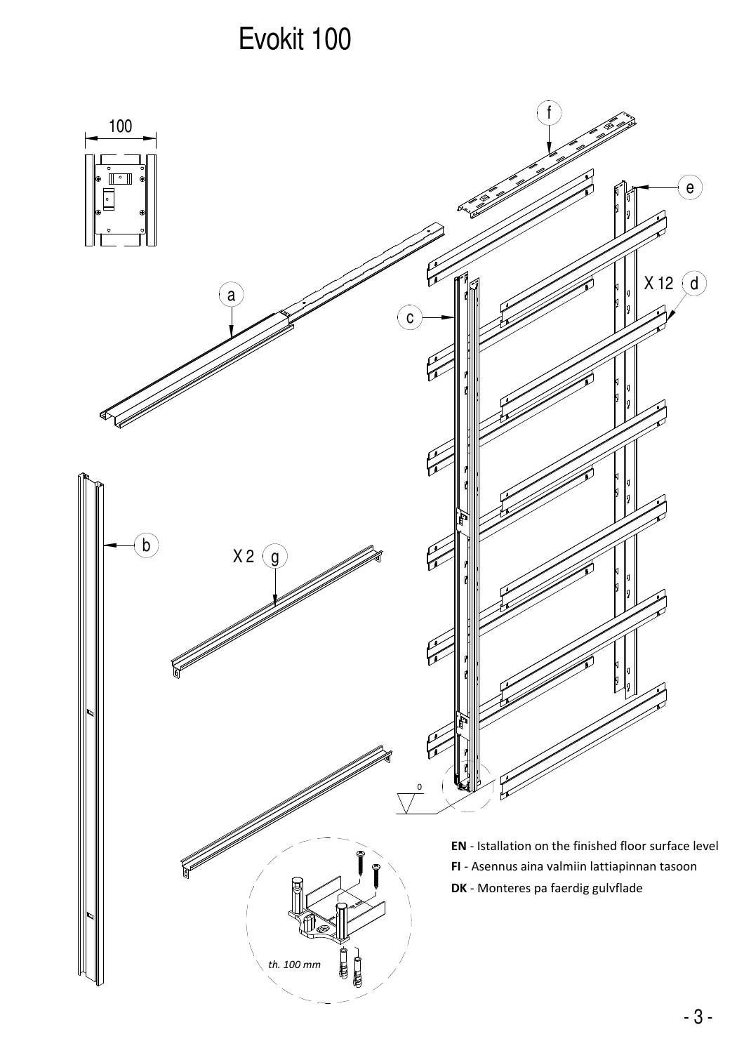# Evokit 100

**EN** - Istallation on the finished floor surface level

**FI** - Asennus aina valmiin lattiapinnan tasoon

**DK** - Monteres pa faerdig gulvflade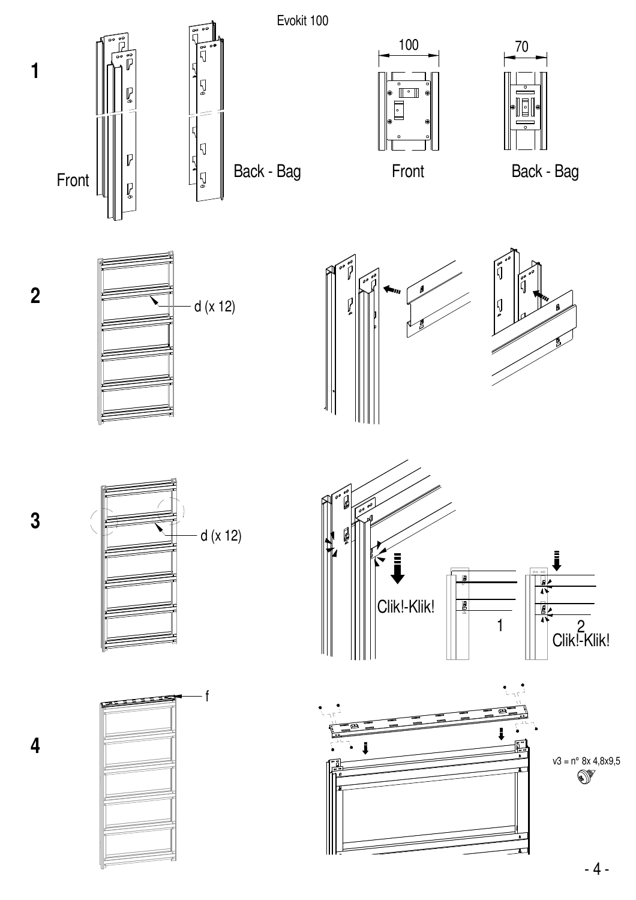Evokit 100

**1**

Front

Back - Bag

100

70

Front

Back - Bag

**2**

d (x 12)

**3**

d (x 12)

Clik!-Klik!

1

2
Clik!-Klik!

**4**

f

v3 = n° 8x 4,8x9,5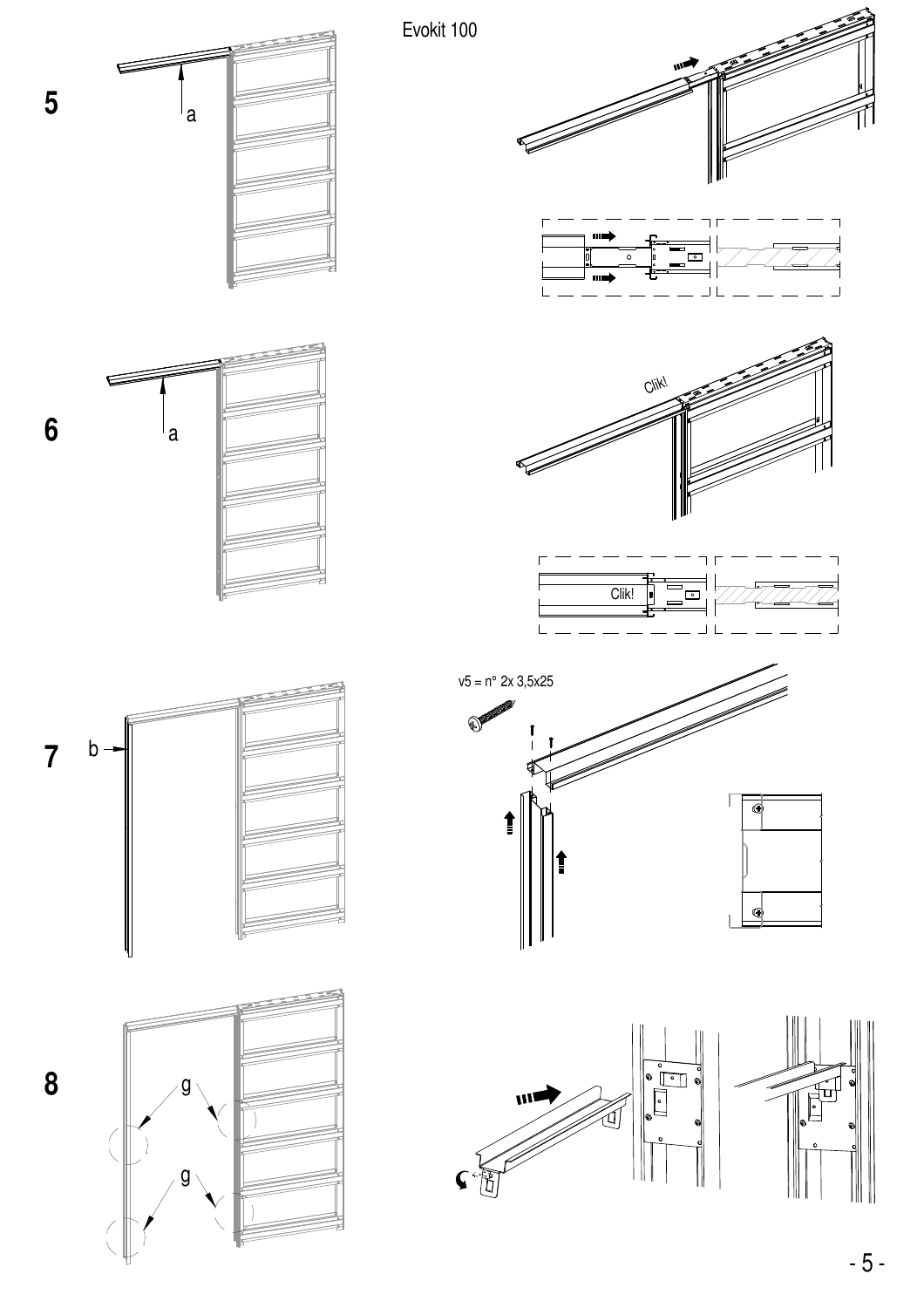Evokit 100

5

a

6

a

Clik!

Clik!

7

b

v5 = n° 2x 3,5x25

8

g

g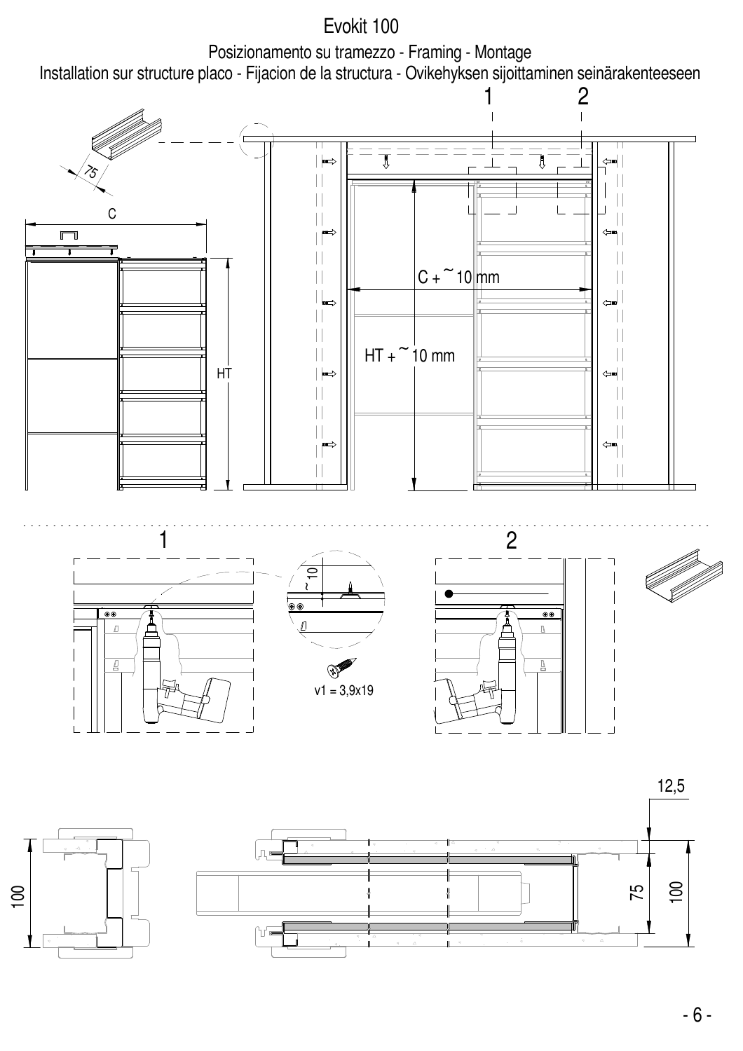# Evokit 100

Posizionamento su tramezzo - Framing - Montage

Installation sur structure placo - Fijacion de la structura - Ovikehyksen sijoittaminen seinärakenteeseen

1 2

75

C

HT

C + ~ 10 mm

HT + ~ 10 mm

1

2

~ 10

v1 = 3,9x19

12,5

100

75

100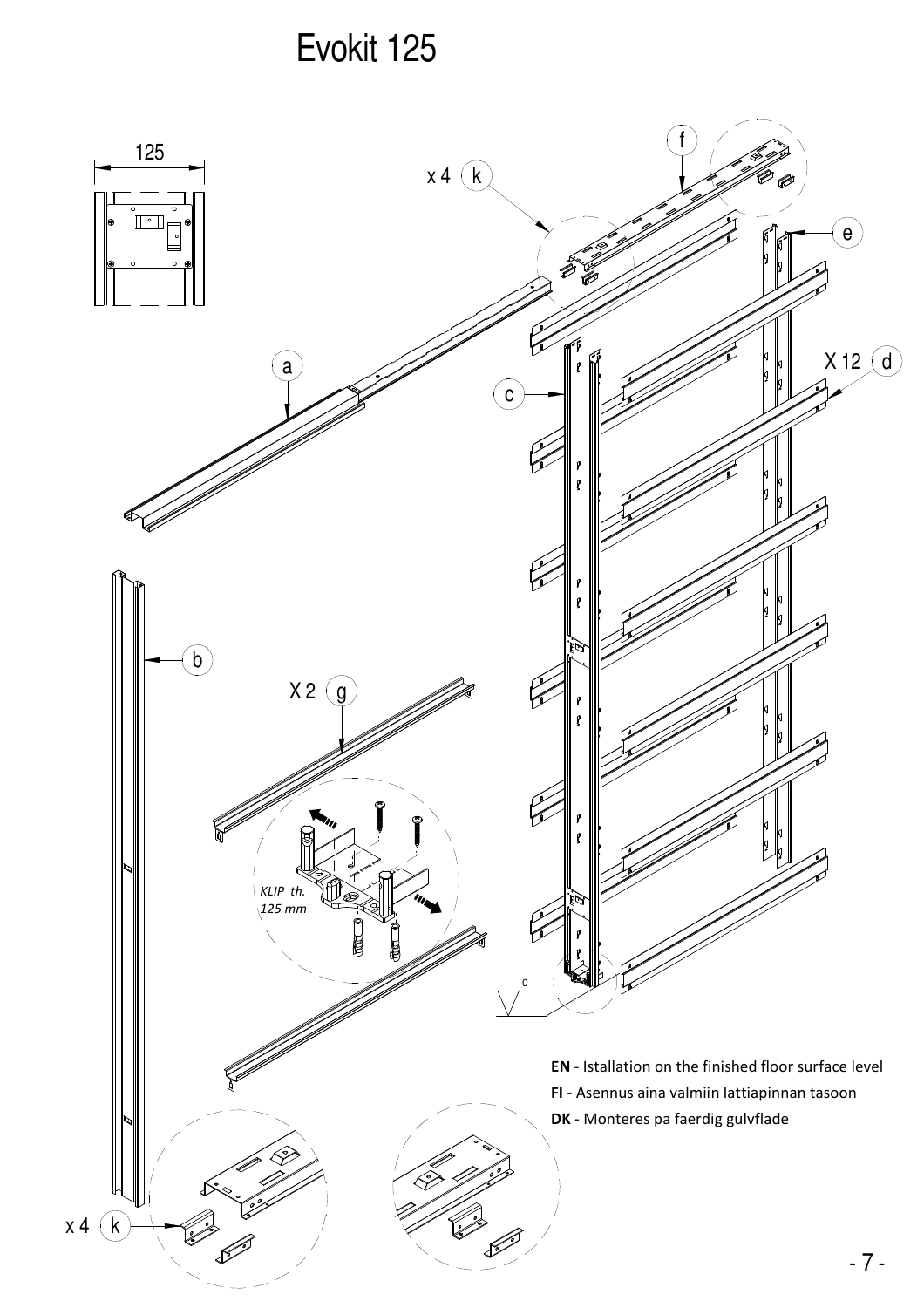# Evokit 125

125

x 4 k

f

e

a

X 12 d

c

b

X 2 g

*KLIP th. 125 mm*

0

**EN** - Istallation on the finished floor surface level

**FI** - Asennus aina valmiin lattiapinnan tasoon

**DK** - Monteres pa faerdig gulvflade

x 4 k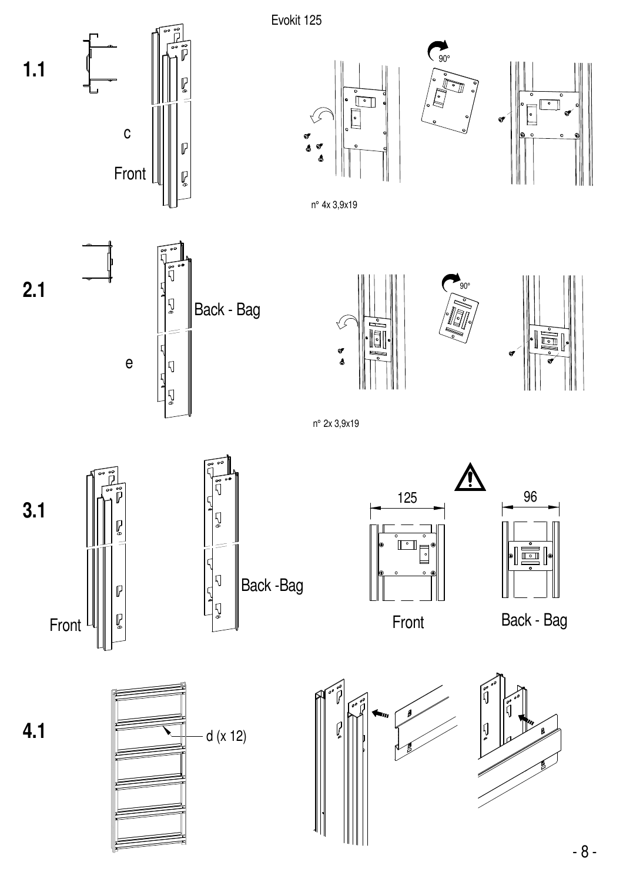Evokit 125

**1.1**

c

Front

n° 4x 3,9x19

**2.1**

Back - Bag

e

n° 2x 3,9x19

**3.1**

Front

Back -Bag

125

96

Front

Back - Bag

**4.1**

d (x 12)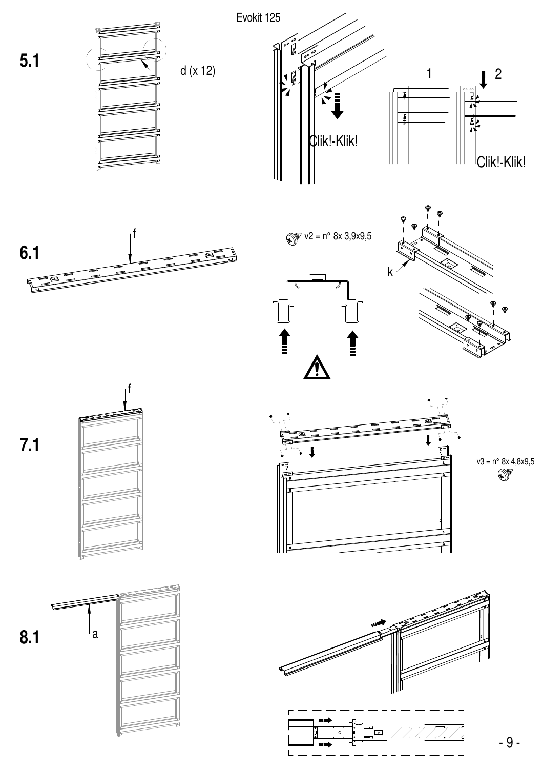**5.1**

d (x 12)

Evokit 125

Clik!-Klik!

1

2

Clik!-Klik!

**6.1**

f

v2 = n° 8x 3,9x9,5

k

**7.1**

f

v3 = n° 8x 4,8x9,5

**8.1**

a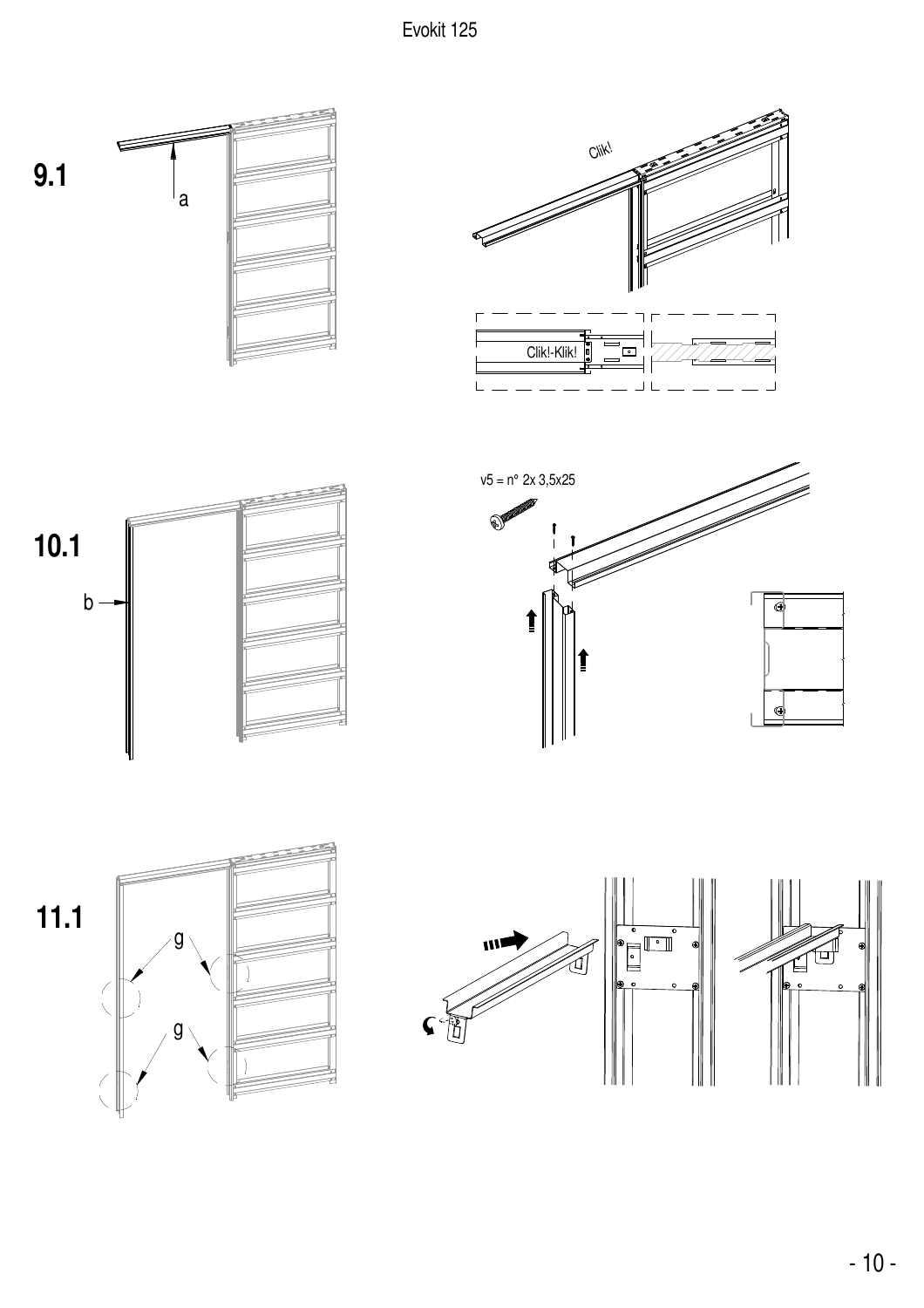**9.1**

a

Clik!

Clik!-Klik!

**10.1**

b

v5 = n° 2x 3,5x25

**11.1**

g

g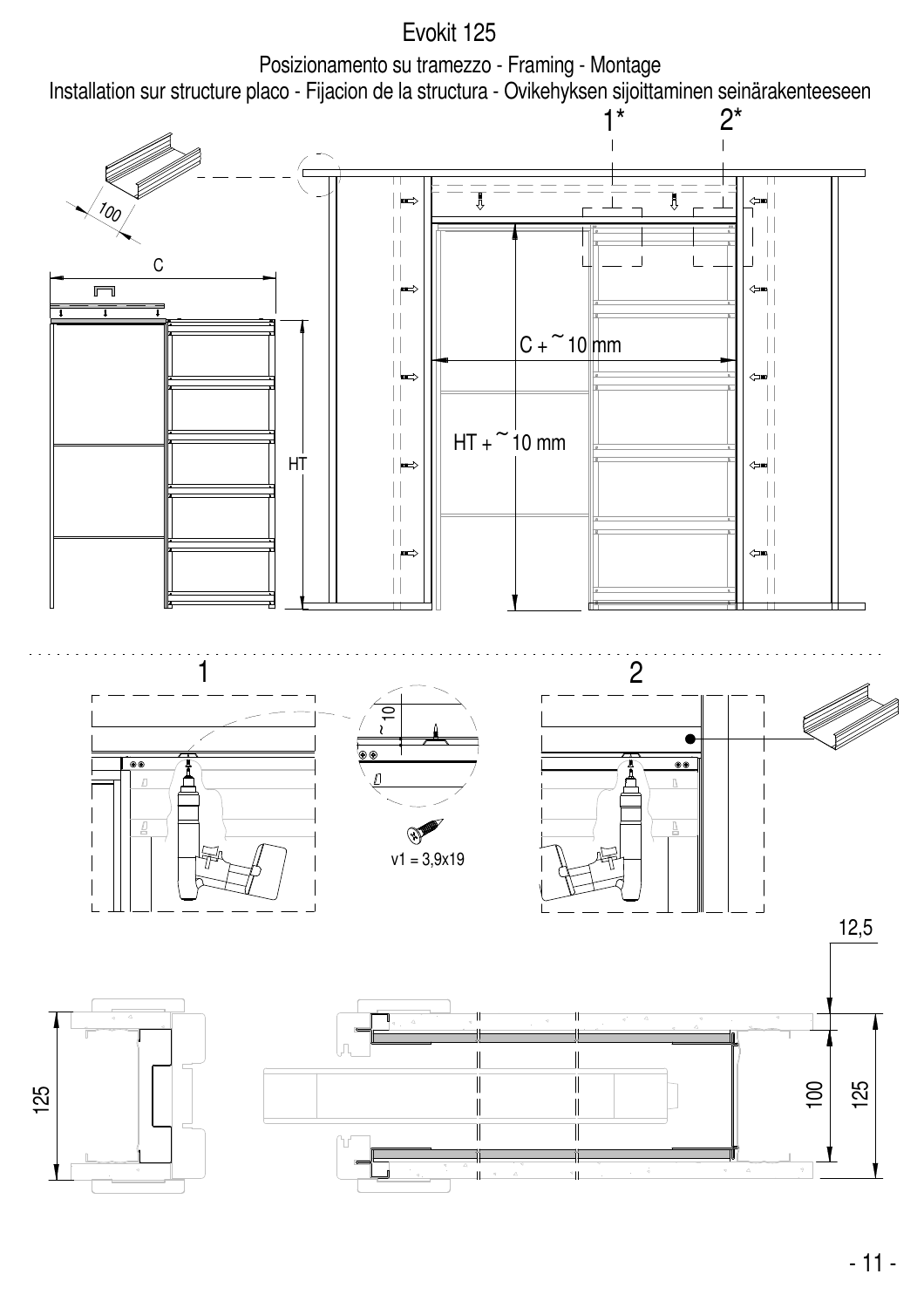# Evokit 125

Posizionamento su tramezzo - Framing - Montage

Installation sur structure placo - Fijacion de la structura - Ovikehyksen sijoittaminen seinärakenteeseen

1* 2*

100

C

HT

C + ~10 mm

HT + ~10 mm

1

~10

v1 = 3,9x19

2

12,5

125

100

125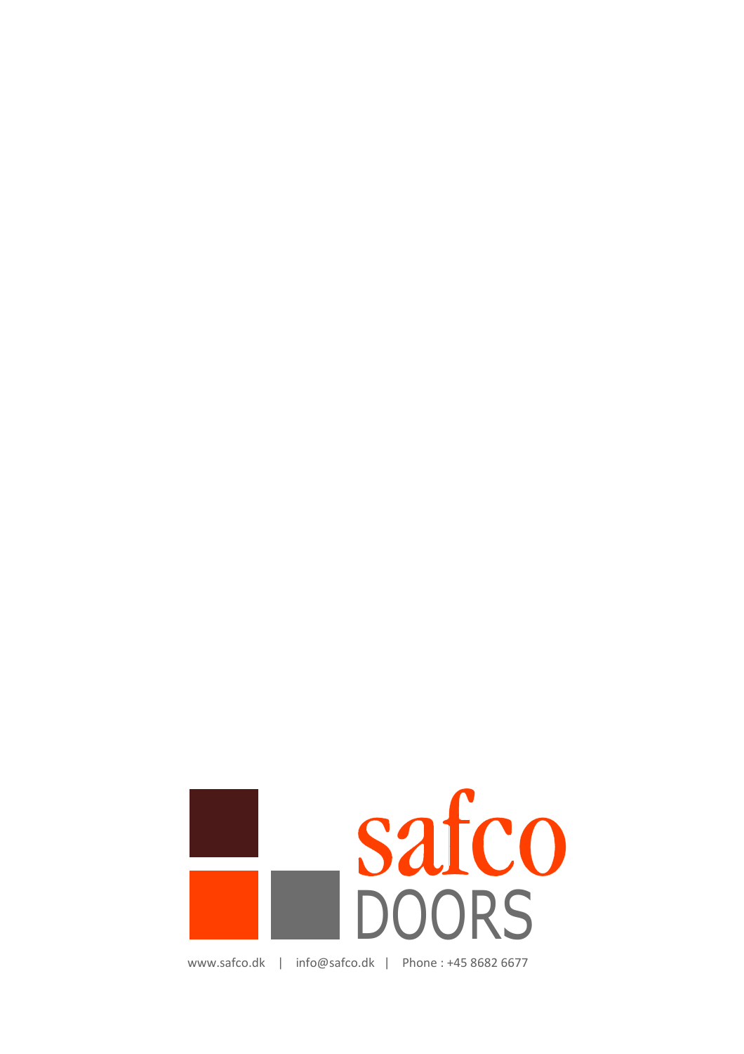safco

DOORS

www.safco.dk | info@safco.dk | Phone : +45 8682 6677